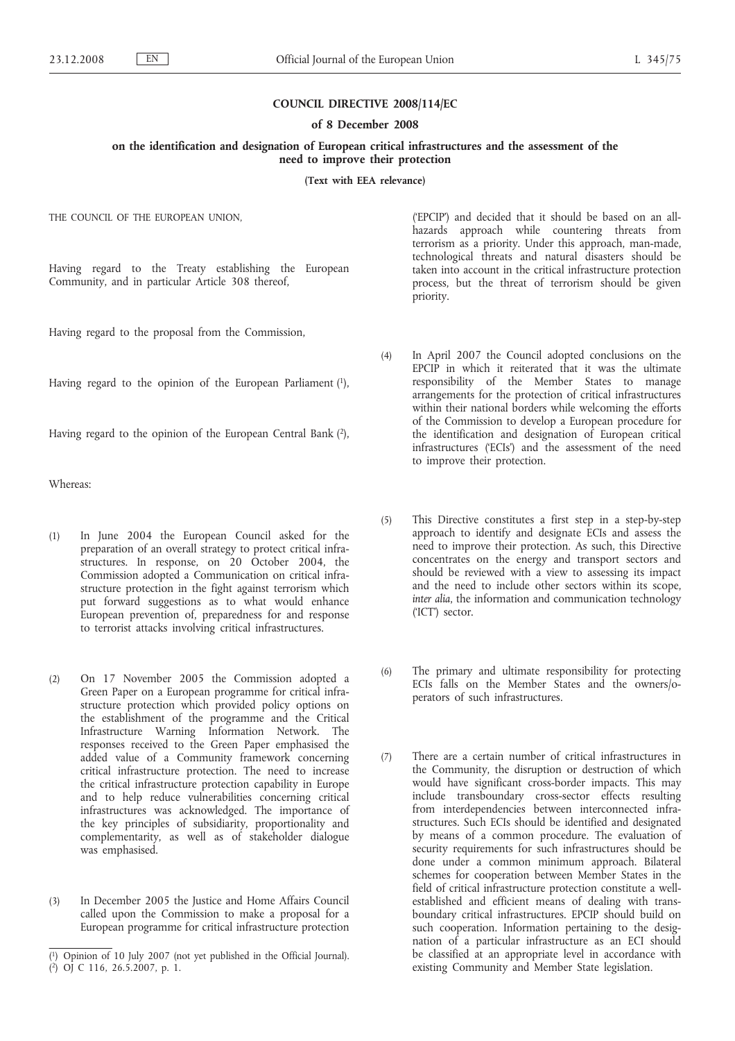# COUNCIL DIRECTIVE 2008/114/EC

## of 8 December 2008

## on the identification and designation of European critical infrastructures and the assessment of the need to improve their protection

**(Text with EEA relevance)**

THE COUNCIL OF THE EUROPEAN UNION,

Having regard to the Treaty establishing the European Community, and in particular Article 308 thereof,

Having regard to the proposal from the Commission,

Having regard to the opinion of the European Parliament [1],

Having regard to the opinion of the European Central Bank [2],

Whereas:

(1) In June 2004 the European Council asked for the preparation of an overall strategy to protect critical infrastructures. In response, on 20 October 2004, the Commission adopted a Communication on critical infrastructure protection in the fight against terrorism which put forward suggestions as to what would enhance European prevention of, preparedness for and response to terrorist attacks involving critical infrastructures.

(2) On 17 November 2005 the Commission adopted a Green Paper on a European programme for critical infrastructure protection which provided policy options on the establishment of the programme and the Critical Infrastructure Warning Information Network. The responses received to the Green Paper emphasised the added value of a Community framework concerning critical infrastructure protection. The need to increase the critical infrastructure protection capability in Europe and to help reduce vulnerabilities concerning critical infrastructures was acknowledged. The importance of the key principles of subsidiarity, proportionality and complementarity, as well as of stakeholder dialogue was emphasised.

(3) In December 2005 the Justice and Home Affairs Council called upon the Commission to make a proposal for a European programme for critical infrastructure protection ('EPCIP') and decided that it should be based on an all-hazards approach while countering threats from terrorism as a priority. Under this approach, man-made, technological threats and natural disasters should be taken into account in the critical infrastructure protection process, but the threat of terrorism should be given priority.

(4) In April 2007 the Council adopted conclusions on the EPCIP in which it reiterated that it was the ultimate responsibility of the Member States to manage arrangements for the protection of critical infrastructures within their national borders while welcoming the efforts of the Commission to develop a European procedure for the identification and designation of European critical infrastructures ('ECIs') and the assessment of the need to improve their protection.

(5) This Directive constitutes a first step in a step-by-step approach to identify and designate ECIs and assess the need to improve their protection. As such, this Directive concentrates on the energy and transport sectors and should be reviewed with a view to assessing its impact and the need to include other sectors within its scope, *inter alia*, the information and communication technology ('ICT') sector.

(6) The primary and ultimate responsibility for protecting ECIs falls on the Member States and the owners/operators of such infrastructures.

(7) There are a certain number of critical infrastructures in the Community, the disruption or destruction of which would have significant cross-border impacts. This may include transboundary cross-sector effects resulting from interdependencies between interconnected infrastructures. Such ECIs should be identified and designated by means of a common procedure. The evaluation of security requirements for such infrastructures should be done under a common minimum approach. Bilateral schemes for cooperation between Member States in the field of critical infrastructure protection constitute a well-established and efficient means of dealing with transboundary critical infrastructures. EPCIP should build on such cooperation. Information pertaining to the designation of a particular infrastructure as an ECI should be classified at an appropriate level in accordance with existing Community and Member State legislation.

---

[1] Opinion of 10 July 2007 (not yet published in the Official Journal).

[2] OJ C 116, 26.5.2007, p. 1.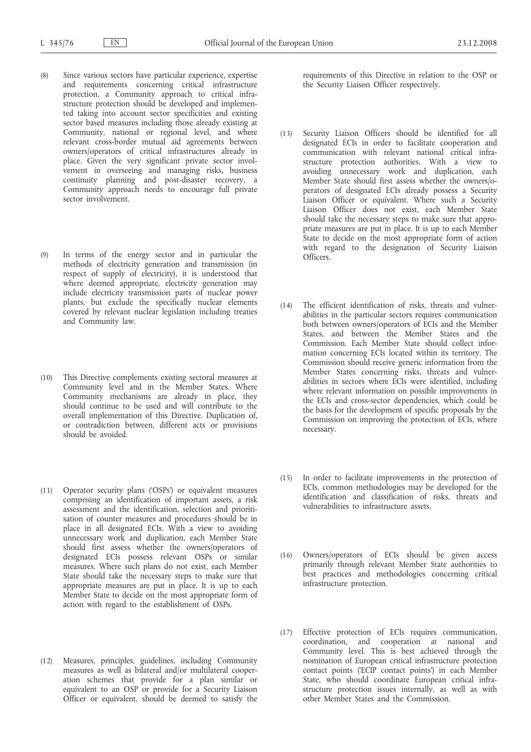(8) Since various sectors have particular experience, expertise and requirements concerning critical infrastructure protection, a Community approach to critical infrastructure protection should be developed and implemented taking into account sector specificities and existing sector based measures including those already existing at Community, national or regional level, and where relevant cross-border mutual aid agreements between owners/operators of critical infrastructures already in place. Given the very significant private sector involvement in overseeing and managing risks, business continuity planning and post-disaster recovery, a Community approach needs to encourage full private sector involvement.

(9) In terms of the energy sector and in particular the methods of electricity generation and transmission (in respect of supply of electricity), it is understood that where deemed appropriate, electricity generation may include electricity transmission parts of nuclear power plants, but exclude the specifically nuclear elements covered by relevant nuclear legislation including treaties and Community law.

(10) This Directive complements existing sectoral measures at Community level and in the Member States. Where Community mechanisms are already in place, they should continue to be used and will contribute to the overall implementation of this Directive. Duplication of, or contradiction between, different acts or provisions should be avoided.

(11) Operator security plans ('OSPs') or equivalent measures comprising an identification of important assets, a risk assessment and the identification, selection and prioritisation of counter measures and procedures should be in place in all designated ECIs. With a view to avoiding unnecessary work and duplication, each Member State should first assess whether the owners/operators of designated ECIs possess relevant OSPs or similar measures. Where such plans do not exist, each Member State should take the necessary steps to make sure that appropriate measures are put in place. It is up to each Member State to decide on the most appropriate form of action with regard to the establishment of OSPs.

(12) Measures, principles, guidelines, including Community measures as well as bilateral and/or multilateral cooperation schemes that provide for a plan similar or equivalent to an OSP or provide for a Security Liaison Officer or equivalent, should be deemed to satisfy the requirements of this Directive in relation to the OSP or the Security Liaison Officer respectively.

(13) Security Liaison Officers should be identified for all designated ECIs in order to facilitate cooperation and communication with relevant national critical infrastructure protection authorities. With a view to avoiding unnecessary work and duplication, each Member State should first assess whether the owners/operators of designated ECIs already possess a Security Liaison Officer or equivalent. Where such a Security Liaison Officer does not exist, each Member State should take the necessary steps to make sure that appropriate measures are put in place. It is up to each Member State to decide on the most appropriate form of action with regard to the designation of Security Liaison Officers.

(14) The efficient identification of risks, threats and vulnerabilities in the particular sectors requires communication both between owners/operators of ECIs and the Member States, and between the Member States and the Commission. Each Member State should collect information concerning ECIs located within its territory. The Commission should receive generic information from the Member States concerning risks, threats and vulnerabilities in sectors where ECIs were identified, including where relevant information on possible improvements in the ECIs and cross-sector dependencies, which could be the basis for the development of specific proposals by the Commission on improving the protection of ECIs, where necessary.

(15) In order to facilitate improvements in the protection of ECIs, common methodologies may be developed for the identification and classification of risks, threats and vulnerabilities to infrastructure assets.

(16) Owners/operators of ECIs should be given access primarily through relevant Member State authorities to best practices and methodologies concerning critical infrastructure protection.

(17) Effective protection of ECIs requires communication, coordination, and cooperation at national and Community level. This is best achieved through the nomination of European critical infrastructure protection contact points ('ECIP contact points') in each Member State, who should coordinate European critical infrastructure protection issues internally, as well as with other Member States and the Commission.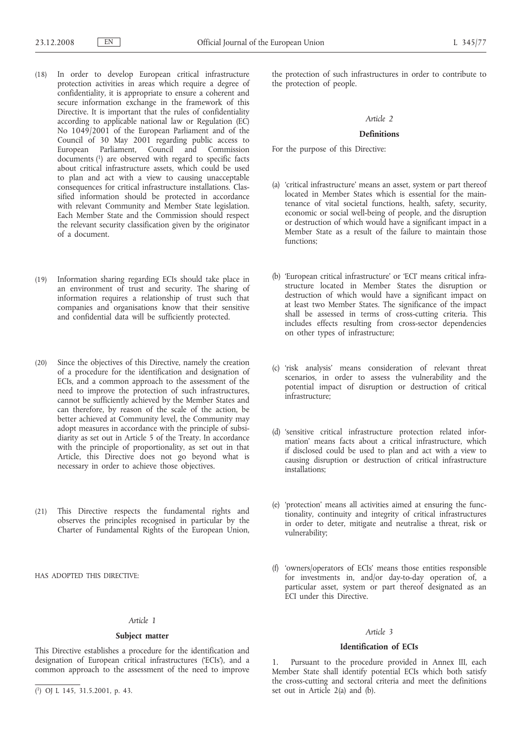(18) In order to develop European critical infrastructure protection activities in areas which require a degree of confidentiality, it is appropriate to ensure a coherent and secure information exchange in the framework of this Directive. It is important that the rules of confidentiality according to applicable national law or Regulation (EC) No 1049/2001 of the European Parliament and of the Council of 30 May 2001 regarding public access to European Parliament, Council and Commission documents [1] are observed with regard to specific facts about critical infrastructure assets, which could be used to plan and act with a view to causing unacceptable consequences for critical infrastructure installations. Classified information should be protected in accordance with relevant Community and Member State legislation. Each Member State and the Commission should respect the relevant security classification given by the originator of a document.

(19) Information sharing regarding ECIs should take place in an environment of trust and security. The sharing of information requires a relationship of trust such that companies and organisations know that their sensitive and confidential data will be sufficiently protected.

(20) Since the objectives of this Directive, namely the creation of a procedure for the identification and designation of ECIs, and a common approach to the assessment of the need to improve the protection of such infrastructures, cannot be sufficiently achieved by the Member States and can therefore, by reason of the scale of the action, be better achieved at Community level, the Community may adopt measures in accordance with the principle of subsidiarity as set out in Article 5 of the Treaty. In accordance with the principle of proportionality, as set out in that Article, this Directive does not go beyond what is necessary in order to achieve those objectives.

(21) This Directive respects the fundamental rights and observes the principles recognised in particular by the Charter of Fundamental Rights of the European Union,

HAS ADOPTED THIS DIRECTIVE:

*Article 1*

**Subject matter**

This Directive establishes a procedure for the identification and designation of European critical infrastructures ('ECIs'), and a common approach to the assessment of the need to improve the protection of such infrastructures in order to contribute to the protection of people.

*Article 2*

**Definitions**

For the purpose of this Directive:

(a) 'critical infrastructure' means an asset, system or part thereof located in Member States which is essential for the maintenance of vital societal functions, health, safety, security, economic or social well-being of people, and the disruption or destruction of which would have a significant impact in a Member State as a result of the failure to maintain those functions;

(b) 'European critical infrastructure' or 'ECI' means critical infrastructure located in Member States the disruption or destruction of which would have a significant impact on at least two Member States. The significance of the impact shall be assessed in terms of cross-cutting criteria. This includes effects resulting from cross-sector dependencies on other types of infrastructure;

(c) 'risk analysis' means consideration of relevant threat scenarios, in order to assess the vulnerability and the potential impact of disruption or destruction of critical infrastructure;

(d) 'sensitive critical infrastructure protection related information' means facts about a critical infrastructure, which if disclosed could be used to plan and act with a view to causing disruption or destruction of critical infrastructure installations;

(e) 'protection' means all activities aimed at ensuring the functionality, continuity and integrity of critical infrastructures in order to deter, mitigate and neutralise a threat, risk or vulnerability;

(f) 'owners/operators of ECIs' means those entities responsible for investments in, and/or day-to-day operation of, a particular asset, system or part thereof designated as an ECI under this Directive.

*Article 3*

**Identification of ECIs**

1. Pursuant to the procedure provided in Annex III, each Member State shall identify potential ECIs which both satisfy the cross-cutting and sectoral criteria and meet the definitions set out in Article 2(a) and (b).

---

[1] OJ L 145, 31.5.2001, p. 43.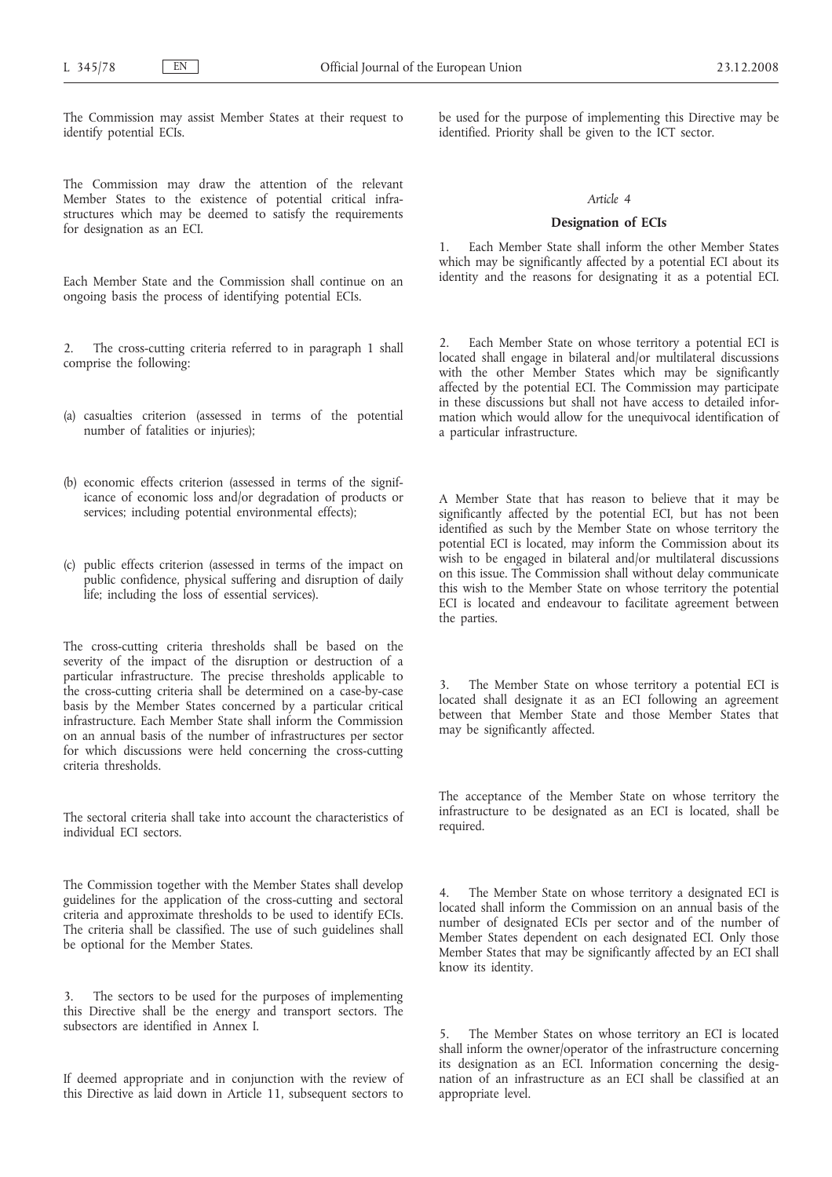The Commission may assist Member States at their request to identify potential ECIs.

The Commission may draw the attention of the relevant Member States to the existence of potential critical infrastructures which may be deemed to satisfy the requirements for designation as an ECI.

Each Member State and the Commission shall continue on an ongoing basis the process of identifying potential ECIs.

2. The cross-cutting criteria referred to in paragraph 1 shall comprise the following:

(a) casualties criterion (assessed in terms of the potential number of fatalities or injuries);

(b) economic effects criterion (assessed in terms of the significance of economic loss and/or degradation of products or services; including potential environmental effects);

(c) public effects criterion (assessed in terms of the impact on public confidence, physical suffering and disruption of daily life; including the loss of essential services).

The cross-cutting criteria thresholds shall be based on the severity of the impact of the disruption or destruction of a particular infrastructure. The precise thresholds applicable to the cross-cutting criteria shall be determined on a case-by-case basis by the Member States concerned by a particular critical infrastructure. Each Member State shall inform the Commission on an annual basis of the number of infrastructures per sector for which discussions were held concerning the cross-cutting criteria thresholds.

The sectoral criteria shall take into account the characteristics of individual ECI sectors.

The Commission together with the Member States shall develop guidelines for the application of the cross-cutting and sectoral criteria and approximate thresholds to be used to identify ECIs. The criteria shall be classified. The use of such guidelines shall be optional for the Member States.

3. The sectors to be used for the purposes of implementing this Directive shall be the energy and transport sectors. The subsectors are identified in Annex I.

If deemed appropriate and in conjunction with the review of this Directive as laid down in Article 11, subsequent sectors to be used for the purpose of implementing this Directive may be identified. Priority shall be given to the ICT sector.

*Article 4*

**Designation of ECIs**

1. Each Member State shall inform the other Member States which may be significantly affected by a potential ECI about its identity and the reasons for designating it as a potential ECI.

2. Each Member State on whose territory a potential ECI is located shall engage in bilateral and/or multilateral discussions with the other Member States which may be significantly affected by the potential ECI. The Commission may participate in these discussions but shall not have access to detailed information which would allow for the unequivocal identification of a particular infrastructure.

A Member State that has reason to believe that it may be significantly affected by the potential ECI, but has not been identified as such by the Member State on whose territory the potential ECI is located, may inform the Commission about its wish to be engaged in bilateral and/or multilateral discussions on this issue. The Commission shall without delay communicate this wish to the Member State on whose territory the potential ECI is located and endeavour to facilitate agreement between the parties.

3. The Member State on whose territory a potential ECI is located shall designate it as an ECI following an agreement between that Member State and those Member States that may be significantly affected.

The acceptance of the Member State on whose territory the infrastructure to be designated as an ECI is located, shall be required.

4. The Member State on whose territory a designated ECI is located shall inform the Commission on an annual basis of the number of designated ECIs per sector and of the number of Member States dependent on each designated ECI. Only those Member States that may be significantly affected by an ECI shall know its identity.

5. The Member States on whose territory an ECI is located shall inform the owner/operator of the infrastructure concerning its designation as an ECI. Information concerning the designation of an infrastructure as an ECI shall be classified at an appropriate level.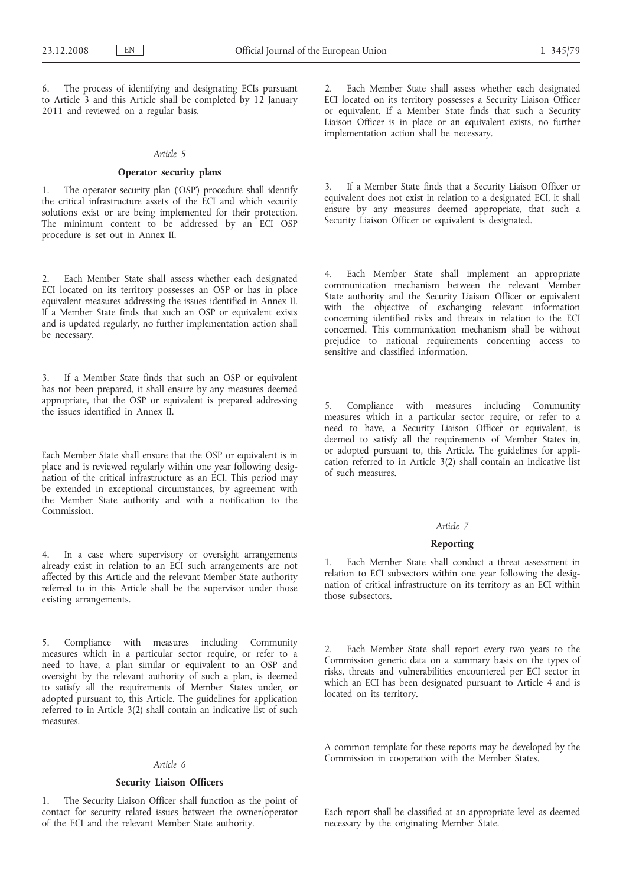6. The process of identifying and designating ECIs pursuant to Article 3 and this Article shall be completed by 12 January 2011 and reviewed on a regular basis.

*Article 5*

**Operator security plans**

1. The operator security plan ('OSP') procedure shall identify the critical infrastructure assets of the ECI and which security solutions exist or are being implemented for their protection. The minimum content to be addressed by an ECI OSP procedure is set out in Annex II.

2. Each Member State shall assess whether each designated ECI located on its territory possesses an OSP or has in place equivalent measures addressing the issues identified in Annex II. If a Member State finds that such an OSP or equivalent exists and is updated regularly, no further implementation action shall be necessary.

3. If a Member State finds that such an OSP or equivalent has not been prepared, it shall ensure by any measures deemed appropriate, that the OSP or equivalent is prepared addressing the issues identified in Annex II.

Each Member State shall ensure that the OSP or equivalent is in place and is reviewed regularly within one year following designation of the critical infrastructure as an ECI. This period may be extended in exceptional circumstances, by agreement with the Member State authority and with a notification to the Commission.

4. In a case where supervisory or oversight arrangements already exist in relation to an ECI such arrangements are not affected by this Article and the relevant Member State authority referred to in this Article shall be the supervisor under those existing arrangements.

5. Compliance with measures including Community measures which in a particular sector require, or refer to a need to have, a plan similar or equivalent to an OSP and oversight by the relevant authority of such a plan, is deemed to satisfy all the requirements of Member States under, or adopted pursuant to, this Article. The guidelines for application referred to in Article 3(2) shall contain an indicative list of such measures.

*Article 6*

**Security Liaison Officers**

1. The Security Liaison Officer shall function as the point of contact for security related issues between the owner/operator of the ECI and the relevant Member State authority.

2. Each Member State shall assess whether each designated ECI located on its territory possesses a Security Liaison Officer or equivalent. If a Member State finds that such a Security Liaison Officer is in place or an equivalent exists, no further implementation action shall be necessary.

3. If a Member State finds that a Security Liaison Officer or equivalent does not exist in relation to a designated ECI, it shall ensure by any measures deemed appropriate, that such a Security Liaison Officer or equivalent is designated.

4. Each Member State shall implement an appropriate communication mechanism between the relevant Member State authority and the Security Liaison Officer or equivalent with the objective of exchanging relevant information concerning identified risks and threats in relation to the ECI concerned. This communication mechanism shall be without prejudice to national requirements concerning access to sensitive and classified information.

5. Compliance with measures including Community measures which in a particular sector require, or refer to a need to have, a Security Liaison Officer or equivalent, is deemed to satisfy all the requirements of Member States in, or adopted pursuant to, this Article. The guidelines for application referred to in Article 3(2) shall contain an indicative list of such measures.

*Article 7*

**Reporting**

1. Each Member State shall conduct a threat assessment in relation to ECI subsectors within one year following the designation of critical infrastructure on its territory as an ECI within those subsectors.

2. Each Member State shall report every two years to the Commission generic data on a summary basis on the types of risks, threats and vulnerabilities encountered per ECI sector in which an ECI has been designated pursuant to Article 4 and is located on its territory.

A common template for these reports may be developed by the Commission in cooperation with the Member States.

Each report shall be classified at an appropriate level as deemed necessary by the originating Member State.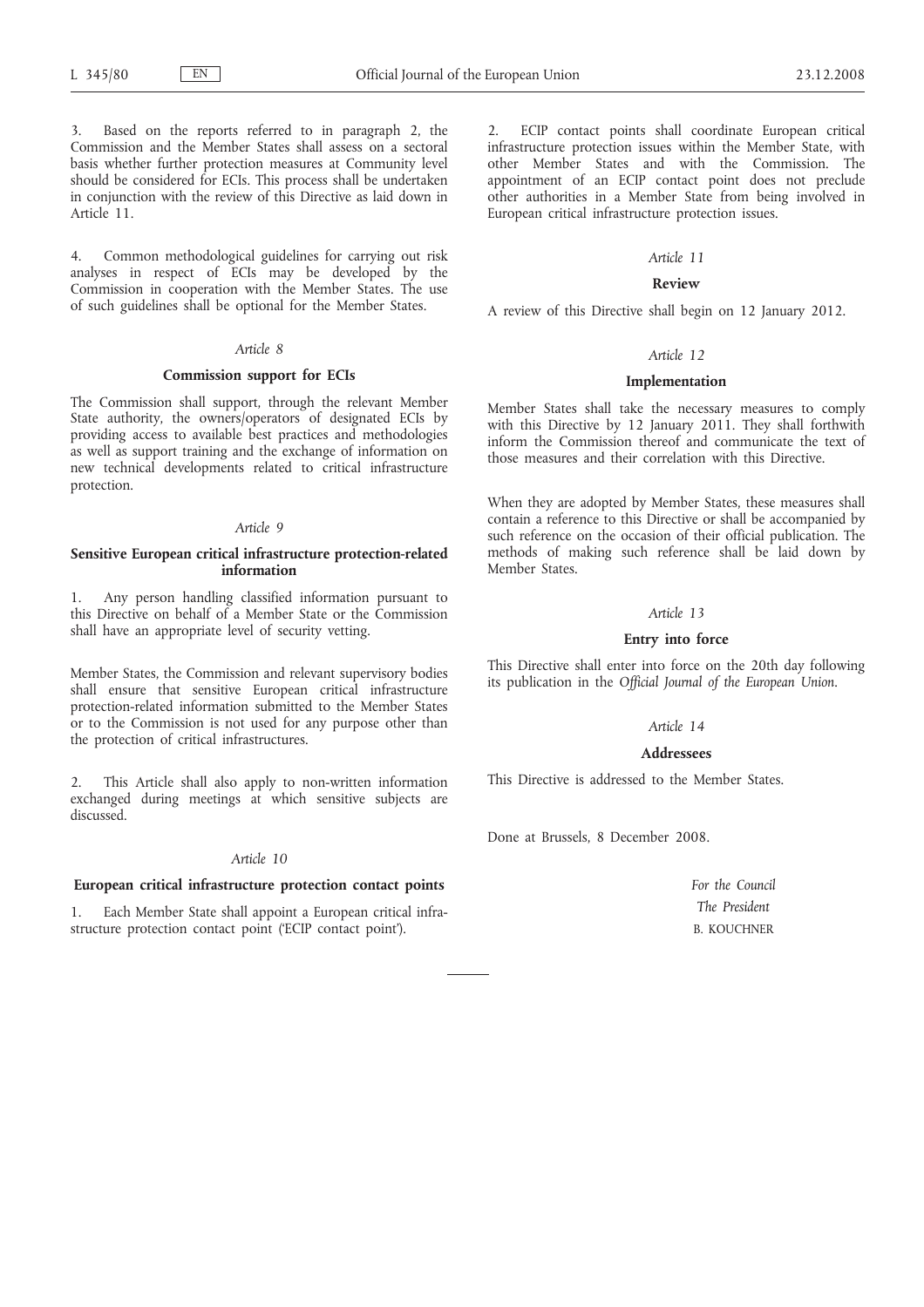3. Based on the reports referred to in paragraph 2, the Commission and the Member States shall assess on a sectoral basis whether further protection measures at Community level should be considered for ECIs. This process shall be undertaken in conjunction with the review of this Directive as laid down in Article 11.

4. Common methodological guidelines for carrying out risk analyses in respect of ECIs may be developed by the Commission in cooperation with the Member States. The use of such guidelines shall be optional for the Member States.

*Article 8*

**Commission support for ECIs**

The Commission shall support, through the relevant Member State authority, the owners/operators of designated ECIs by providing access to available best practices and methodologies as well as support training and the exchange of information on new technical developments related to critical infrastructure protection.

*Article 9*

**Sensitive European critical infrastructure protection-related information**

1. Any person handling classified information pursuant to this Directive on behalf of a Member State or the Commission shall have an appropriate level of security vetting.

Member States, the Commission and relevant supervisory bodies shall ensure that sensitive European critical infrastructure protection-related information submitted to the Member States or to the Commission is not used for any purpose other than the protection of critical infrastructures.

2. This Article shall also apply to non-written information exchanged during meetings at which sensitive subjects are discussed.

*Article 10*

**European critical infrastructure protection contact points**

1. Each Member State shall appoint a European critical infrastructure protection contact point ('ECIP contact point').

2. ECIP contact points shall coordinate European critical infrastructure protection issues within the Member State, with other Member States and with the Commission. The appointment of an ECIP contact point does not preclude other authorities in a Member State from being involved in European critical infrastructure protection issues.

*Article 11*

**Review**

A review of this Directive shall begin on 12 January 2012.

*Article 12*

**Implementation**

Member States shall take the necessary measures to comply with this Directive by 12 January 2011. They shall forthwith inform the Commission thereof and communicate the text of those measures and their correlation with this Directive.

When they are adopted by Member States, these measures shall contain a reference to this Directive or shall be accompanied by such reference on the occasion of their official publication. The methods of making such reference shall be laid down by Member States.

*Article 13*

**Entry into force**

This Directive shall enter into force on the 20th day following its publication in the *Official Journal of the European Union*.

*Article 14*

**Addressees**

This Directive is addressed to the Member States.

Done at Brussels, 8 December 2008.

*For the Council*

*The President*

B. KOUCHNER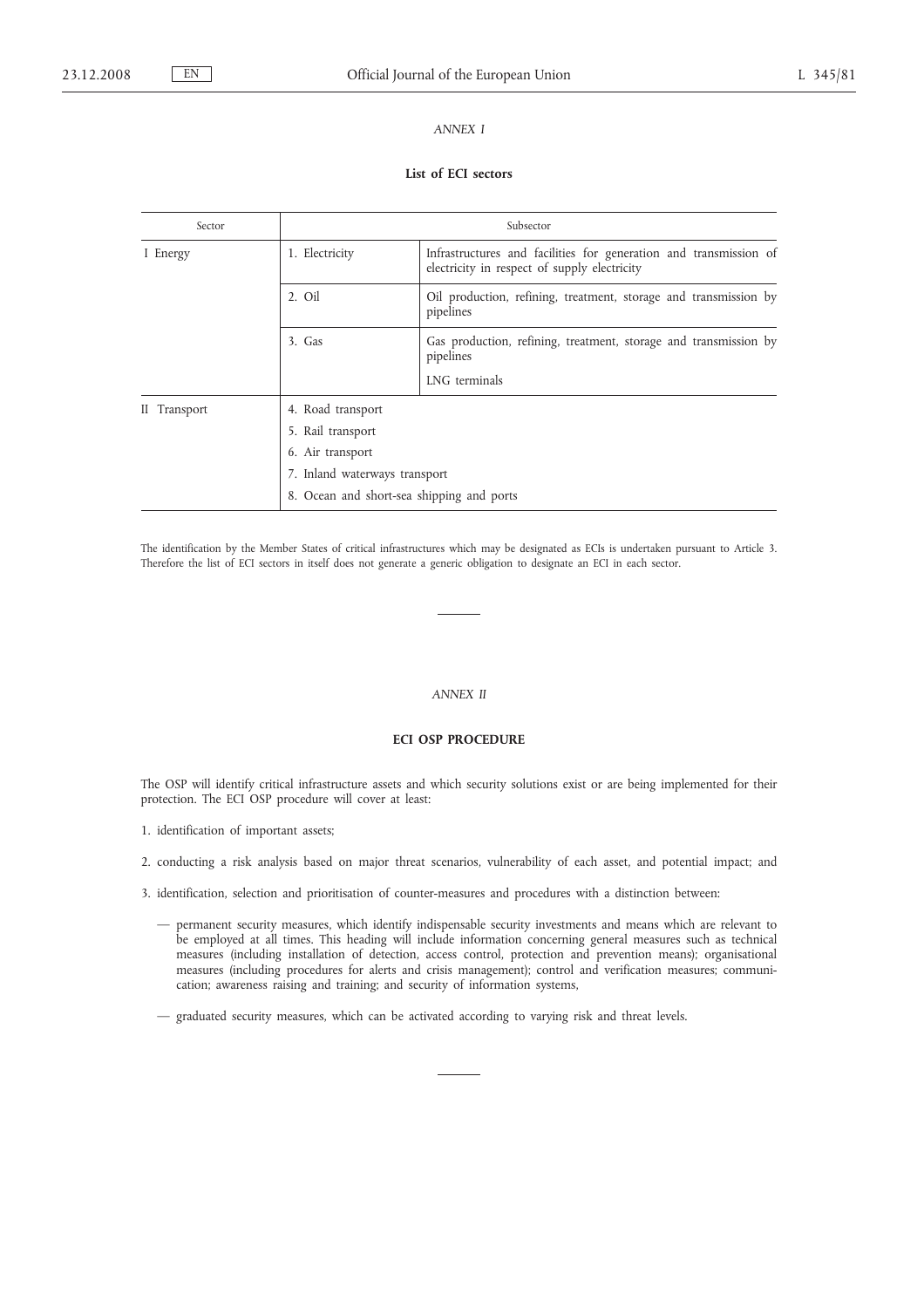*ANNEX I*

**List of ECI sectors**

| Sector | Subsector | |
|---|---|---|
| I Energy | 1. Electricity | Infrastructures and facilities for generation and transmission of electricity in respect of supply electricity |
| | 2. Oil | Oil production, refining, treatment, storage and transmission by pipelines |
| | 3. Gas | Gas production, refining, treatment, storage and transmission by pipelines<br>LNG terminals |
| II Transport | 4. Road transport | |
| | 5. Rail transport | |
| | 6. Air transport | |
| | 7. Inland waterways transport | |
| | 8. Ocean and short-sea shipping and ports | |

The identification by the Member States of critical infrastructures which may be designated as ECIs is undertaken pursuant to Article 3. Therefore the list of ECI sectors in itself does not generate a generic obligation to designate an ECI in each sector.

*ANNEX II*

**ECI OSP PROCEDURE**

The OSP will identify critical infrastructure assets and which security solutions exist or are being implemented for their protection. The ECI OSP procedure will cover at least:

1. identification of important assets;

2. conducting a risk analysis based on major threat scenarios, vulnerability of each asset, and potential impact; and

3. identification, selection and prioritisation of counter-measures and procedures with a distinction between:

   — permanent security measures, which identify indispensable security investments and means which are relevant to be employed at all times. This heading will include information concerning general measures such as technical measures (including installation of detection, access control, protection and prevention means); organisational measures (including procedures for alerts and crisis management); control and verification measures; communication; awareness raising and training; and security of information systems,

   — graduated security measures, which can be activated according to varying risk and threat levels.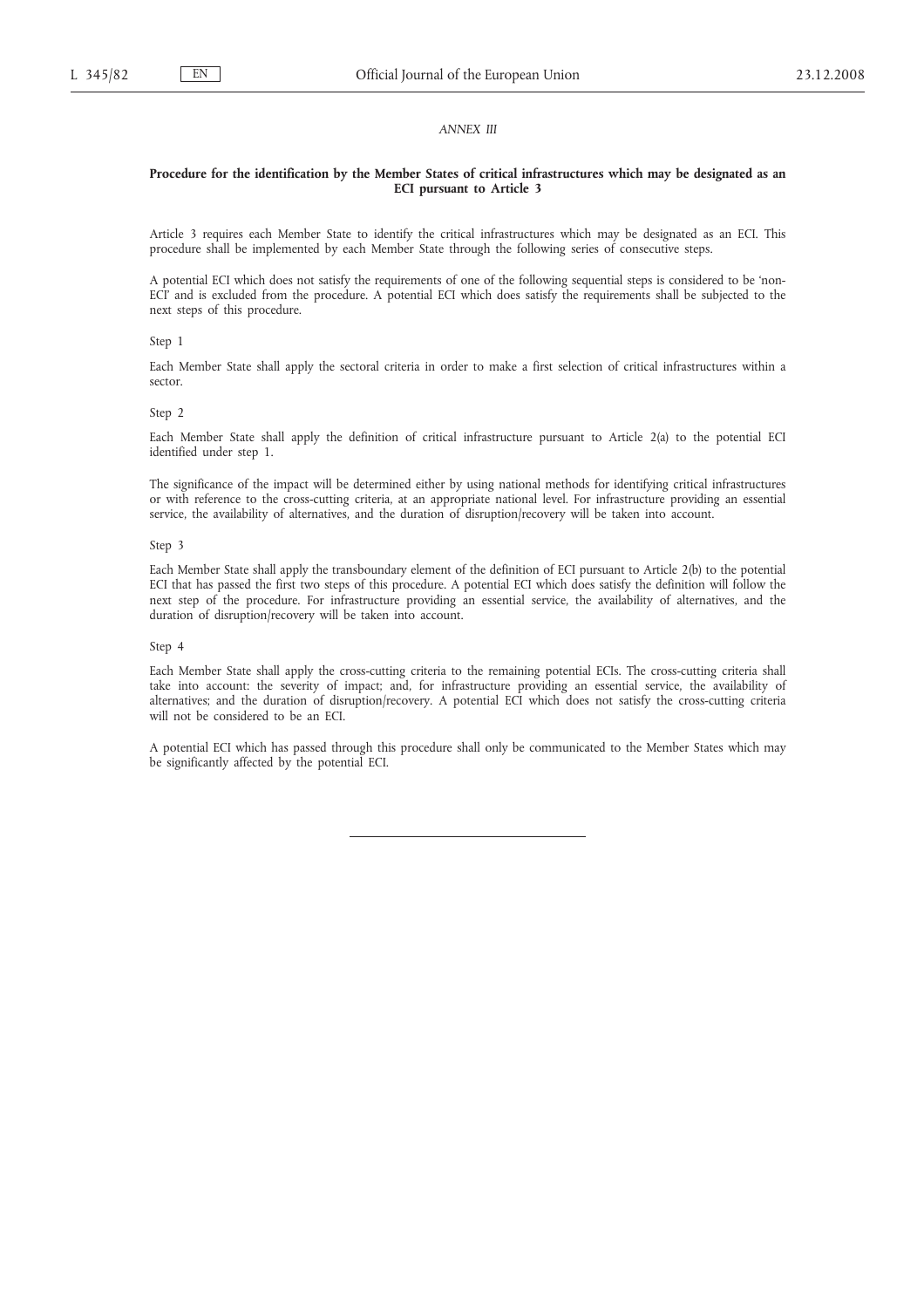*ANNEX III*

**Procedure for the identification by the Member States of critical infrastructures which may be designated as an ECI pursuant to Article 3**

Article 3 requires each Member State to identify the critical infrastructures which may be designated as an ECI. This procedure shall be implemented by each Member State through the following series of consecutive steps.

A potential ECI which does not satisfy the requirements of one of the following sequential steps is considered to be 'non-ECI' and is excluded from the procedure. A potential ECI which does satisfy the requirements shall be subjected to the next steps of this procedure.

Step 1

Each Member State shall apply the sectoral criteria in order to make a first selection of critical infrastructures within a sector.

Step 2

Each Member State shall apply the definition of critical infrastructure pursuant to Article 2(a) to the potential ECI identified under step 1.

The significance of the impact will be determined either by using national methods for identifying critical infrastructures or with reference to the cross-cutting criteria, at an appropriate national level. For infrastructure providing an essential service, the availability of alternatives, and the duration of disruption/recovery will be taken into account.

Step 3

Each Member State shall apply the transboundary element of the definition of ECI pursuant to Article 2(b) to the potential ECI that has passed the first two steps of this procedure. A potential ECI which does satisfy the definition will follow the next step of the procedure. For infrastructure providing an essential service, the availability of alternatives, and the duration of disruption/recovery will be taken into account.

Step 4

Each Member State shall apply the cross-cutting criteria to the remaining potential ECIs. The cross-cutting criteria shall take into account: the severity of impact; and, for infrastructure providing an essential service, the availability of alternatives; and the duration of disruption/recovery. A potential ECI which does not satisfy the cross-cutting criteria will not be considered to be an ECI.

A potential ECI which has passed through this procedure shall only be communicated to the Member States which may be significantly affected by the potential ECI.